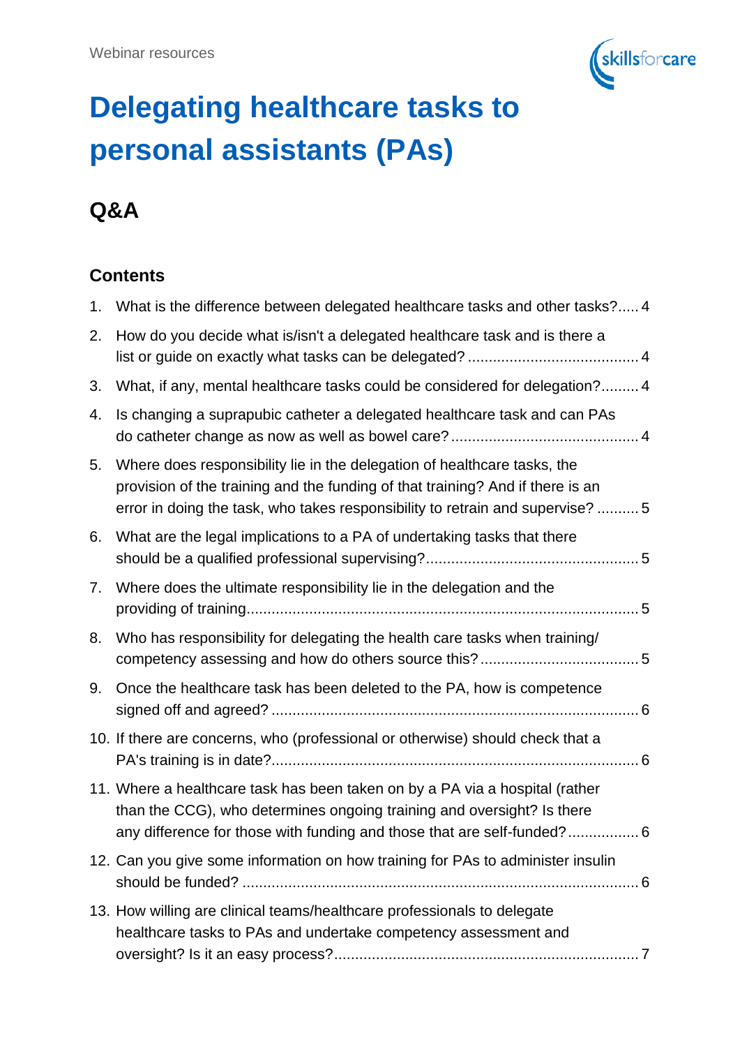Webinar resources

# Delegating healthcare tasks to personal assistants (PAs)

## Q&A

### Contents

1. What is the difference between delegated healthcare tasks and other tasks? ..... 4
2. How do you decide what is/isn't a delegated healthcare task and is there a list or guide on exactly what tasks can be delegated? ..... 4
3. What, if any, mental healthcare tasks could be considered for delegation? ..... 4
4. Is changing a suprapubic catheter a delegated healthcare task and can PAs do catheter change as now as well as bowel care? ..... 4
5. Where does responsibility lie in the delegation of healthcare tasks, the provision of the training and the funding of that training? And if there is an error in doing the task, who takes responsibility to retrain and supervise? ..... 5
6. What are the legal implications to a PA of undertaking tasks that there should be a qualified professional supervising? ..... 5
7. Where does the ultimate responsibility lie in the delegation and the providing of training ..... 5
8. Who has responsibility for delegating the health care tasks when training/ competency assessing and how do others source this? ..... 5
9. Once the healthcare task has been deleted to the PA, how is competence signed off and agreed? ..... 6
10. If there are concerns, who (professional or otherwise) should check that a PA's training is in date? ..... 6
11. Where a healthcare task has been taken on by a PA via a hospital (rather than the CCG), who determines ongoing training and oversight? Is there any difference for those with funding and those that are self-funded? ..... 6
12. Can you give some information on how training for PAs to administer insulin should be funded? ..... 6
13. How willing are clinical teams/healthcare professionals to delegate healthcare tasks to PAs and undertake competency assessment and oversight? Is it an easy process? ..... 7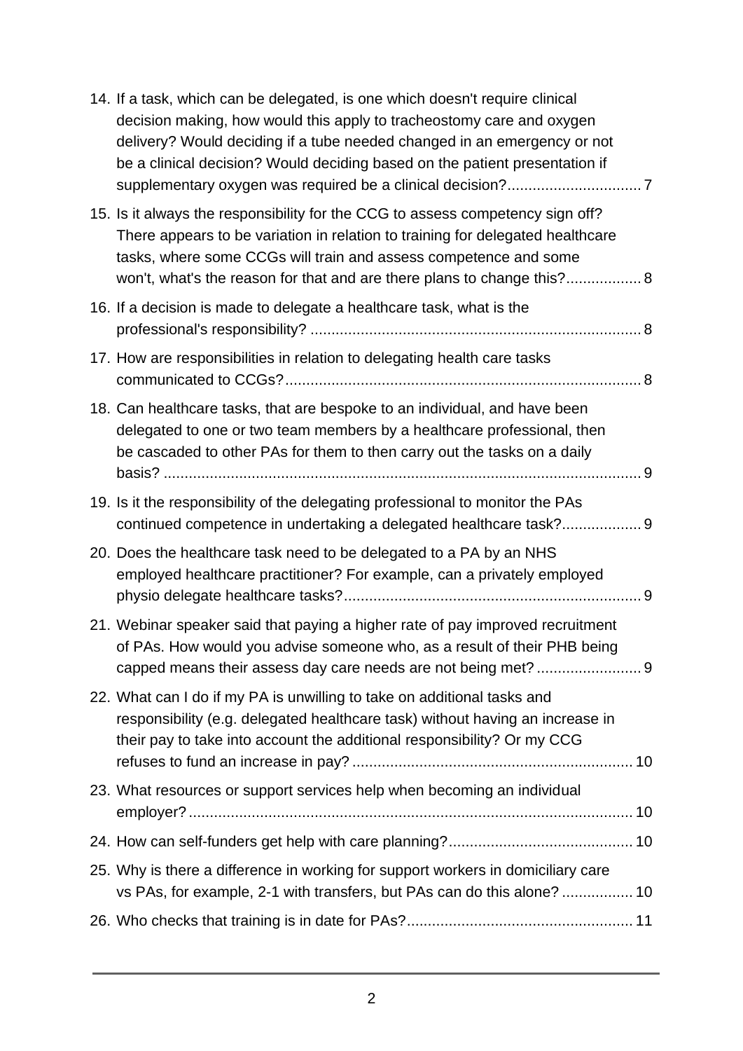14. If a task, which can be delegated, is one which doesn't require clinical decision making, how would this apply to tracheostomy care and oxygen delivery? Would deciding if a tube needed changed in an emergency or not be a clinical decision? Would deciding based on the patient presentation if supplementary oxygen was required be a clinical decision? ..... 7
15. Is it always the responsibility for the CCG to assess competency sign off? There appears to be variation in relation to training for delegated healthcare tasks, where some CCGs will train and assess competence and some won't, what's the reason for that and are there plans to change this? ..... 8
16. If a decision is made to delegate a healthcare task, what is the professional's responsibility? ..... 8
17. How are responsibilities in relation to delegating health care tasks communicated to CCGs? ..... 8
18. Can healthcare tasks, that are bespoke to an individual, and have been delegated to one or two team members by a healthcare professional, then be cascaded to other PAs for them to then carry out the tasks on a daily basis? ..... 9
19. Is it the responsibility of the delegating professional to monitor the PAs continued competence in undertaking a delegated healthcare task? ..... 9
20. Does the healthcare task need to be delegated to a PA by an NHS employed healthcare practitioner? For example, can a privately employed physio delegate healthcare tasks? ..... 9
21. Webinar speaker said that paying a higher rate of pay improved recruitment of PAs. How would you advise someone who, as a result of their PHB being capped means their assess day care needs are not being met? ..... 9
22. What can I do if my PA is unwilling to take on additional tasks and responsibility (e.g. delegated healthcare task) without having an increase in their pay to take into account the additional responsibility? Or my CCG refuses to fund an increase in pay? ..... 10
23. What resources or support services help when becoming an individual employer? ..... 10
24. How can self-funders get help with care planning? ..... 10
25. Why is there a difference in working for support workers in domiciliary care vs PAs, for example, 2-1 with transfers, but PAs can do this alone? ..... 10
26. Who checks that training is in date for PAs? ..... 11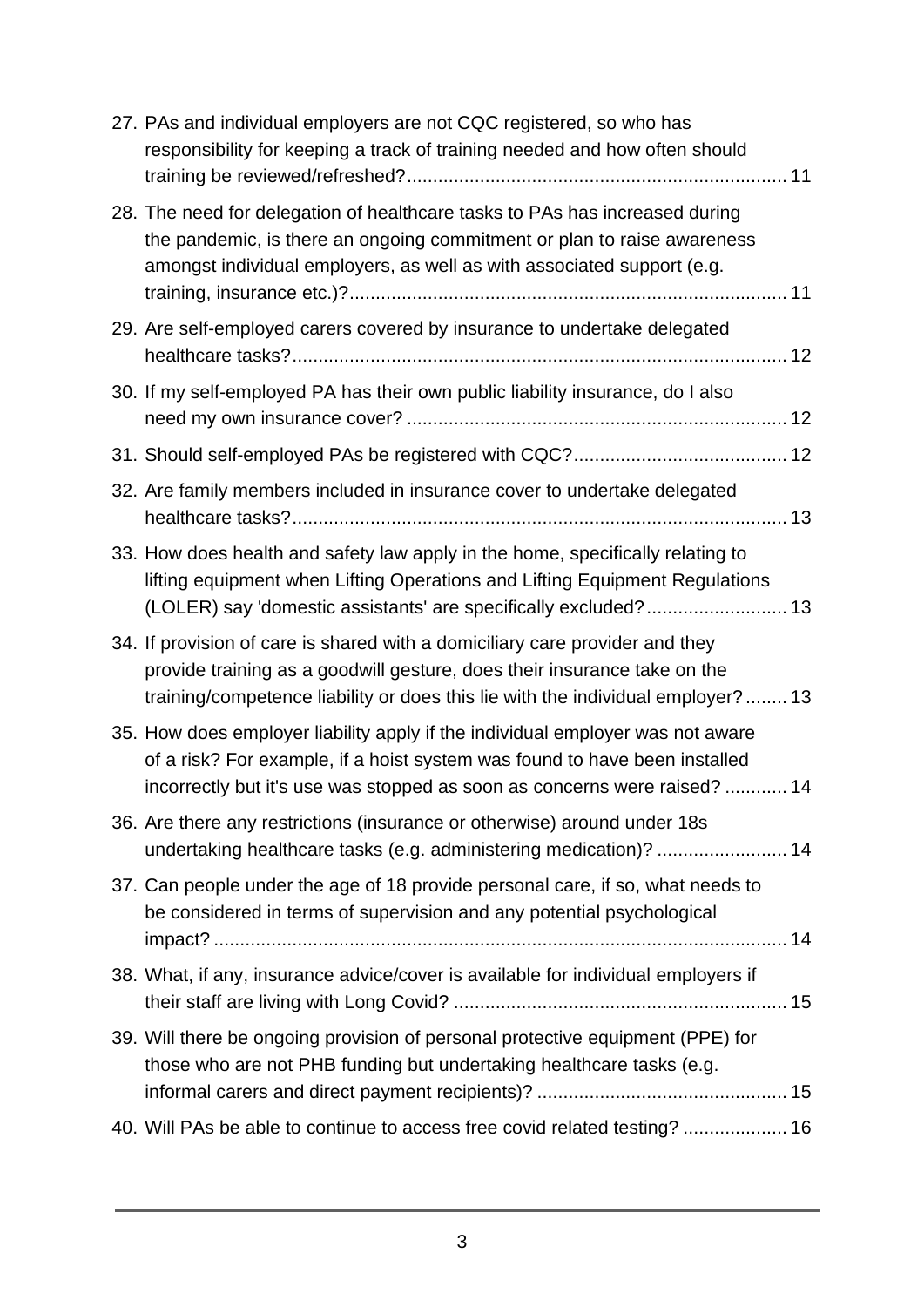27. PAs and individual employers are not CQC registered, so who has responsibility for keeping a track of training needed and how often should training be reviewed/refreshed? ... 11
28. The need for delegation of healthcare tasks to PAs has increased during the pandemic, is there an ongoing commitment or plan to raise awareness amongst individual employers, as well as with associated support (e.g. training, insurance etc.)? ... 11
29. Are self-employed carers covered by insurance to undertake delegated healthcare tasks? ... 12
30. If my self-employed PA has their own public liability insurance, do I also need my own insurance cover? ... 12
31. Should self-employed PAs be registered with CQC? ... 12
32. Are family members included in insurance cover to undertake delegated healthcare tasks? ... 13
33. How does health and safety law apply in the home, specifically relating to lifting equipment when Lifting Operations and Lifting Equipment Regulations (LOLER) say 'domestic assistants' are specifically excluded? ... 13
34. If provision of care is shared with a domiciliary care provider and they provide training as a goodwill gesture, does their insurance take on the training/competence liability or does this lie with the individual employer? ... 13
35. How does employer liability apply if the individual employer was not aware of a risk? For example, if a hoist system was found to have been installed incorrectly but it's use was stopped as soon as concerns were raised? ... 14
36. Are there any restrictions (insurance or otherwise) around under 18s undertaking healthcare tasks (e.g. administering medication)? ... 14
37. Can people under the age of 18 provide personal care, if so, what needs to be considered in terms of supervision and any potential psychological impact? ... 14
38. What, if any, insurance advice/cover is available for individual employers if their staff are living with Long Covid? ... 15
39. Will there be ongoing provision of personal protective equipment (PPE) for those who are not PHB funding but undertaking healthcare tasks (e.g. informal carers and direct payment recipients)? ... 15
40. Will PAs be able to continue to access free covid related testing? ... 16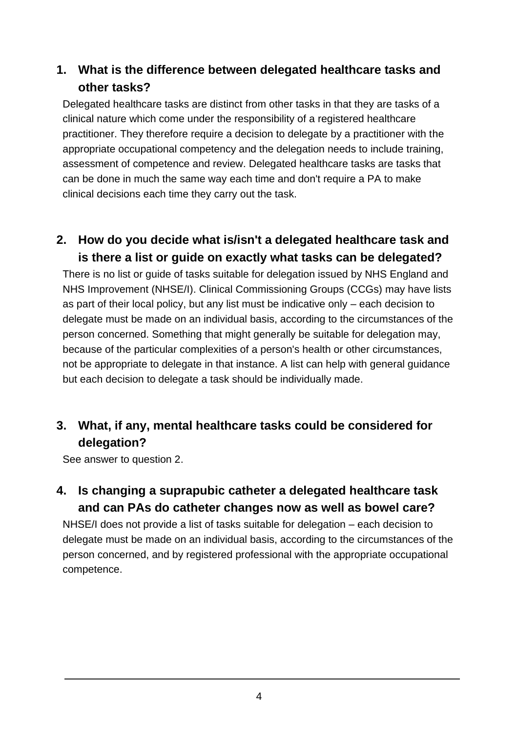## 1. What is the difference between delegated healthcare tasks and other tasks?

Delegated healthcare tasks are distinct from other tasks in that they are tasks of a clinical nature which come under the responsibility of a registered healthcare practitioner. They therefore require a decision to delegate by a practitioner with the appropriate occupational competency and the delegation needs to include training, assessment of competence and review. Delegated healthcare tasks are tasks that can be done in much the same way each time and don't require a PA to make clinical decisions each time they carry out the task.

## 2. How do you decide what is/isn't a delegated healthcare task and is there a list or guide on exactly what tasks can be delegated?

There is no list or guide of tasks suitable for delegation issued by NHS England and NHS Improvement (NHSE/I). Clinical Commissioning Groups (CCGs) may have lists as part of their local policy, but any list must be indicative only – each decision to delegate must be made on an individual basis, according to the circumstances of the person concerned. Something that might generally be suitable for delegation may, because of the particular complexities of a person's health or other circumstances, not be appropriate to delegate in that instance. A list can help with general guidance but each decision to delegate a task should be individually made.

## 3. What, if any, mental healthcare tasks could be considered for delegation?

See answer to question 2.

## 4. Is changing a suprapubic catheter a delegated healthcare task and can PAs do catheter changes now as well as bowel care?

NHSE/I does not provide a list of tasks suitable for delegation – each decision to delegate must be made on an individual basis, according to the circumstances of the person concerned, and by registered professional with the appropriate occupational competence.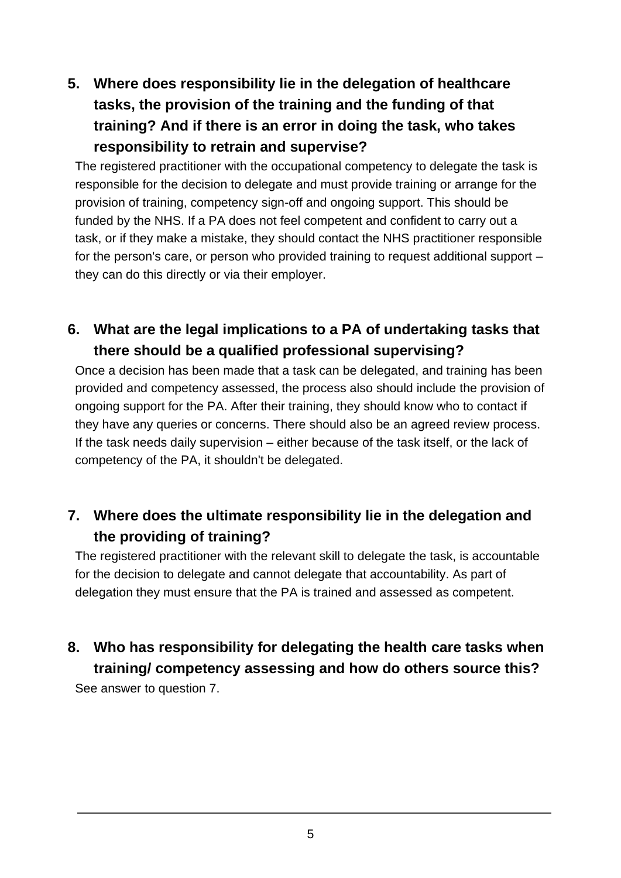## 5. Where does responsibility lie in the delegation of healthcare tasks, the provision of the training and the funding of that training? And if there is an error in doing the task, who takes responsibility to retrain and supervise?

The registered practitioner with the occupational competency to delegate the task is responsible for the decision to delegate and must provide training or arrange for the provision of training, competency sign-off and ongoing support. This should be funded by the NHS. If a PA does not feel competent and confident to carry out a task, or if they make a mistake, they should contact the NHS practitioner responsible for the person's care, or person who provided training to request additional support – they can do this directly or via their employer.

## 6. What are the legal implications to a PA of undertaking tasks that there should be a qualified professional supervising?

Once a decision has been made that a task can be delegated, and training has been provided and competency assessed, the process also should include the provision of ongoing support for the PA. After their training, they should know who to contact if they have any queries or concerns. There should also be an agreed review process. If the task needs daily supervision – either because of the task itself, or the lack of competency of the PA, it shouldn't be delegated.

## 7. Where does the ultimate responsibility lie in the delegation and the providing of training?

The registered practitioner with the relevant skill to delegate the task, is accountable for the decision to delegate and cannot delegate that accountability. As part of delegation they must ensure that the PA is trained and assessed as competent.

## 8. Who has responsibility for delegating the health care tasks when training/ competency assessing and how do others source this?

See answer to question 7.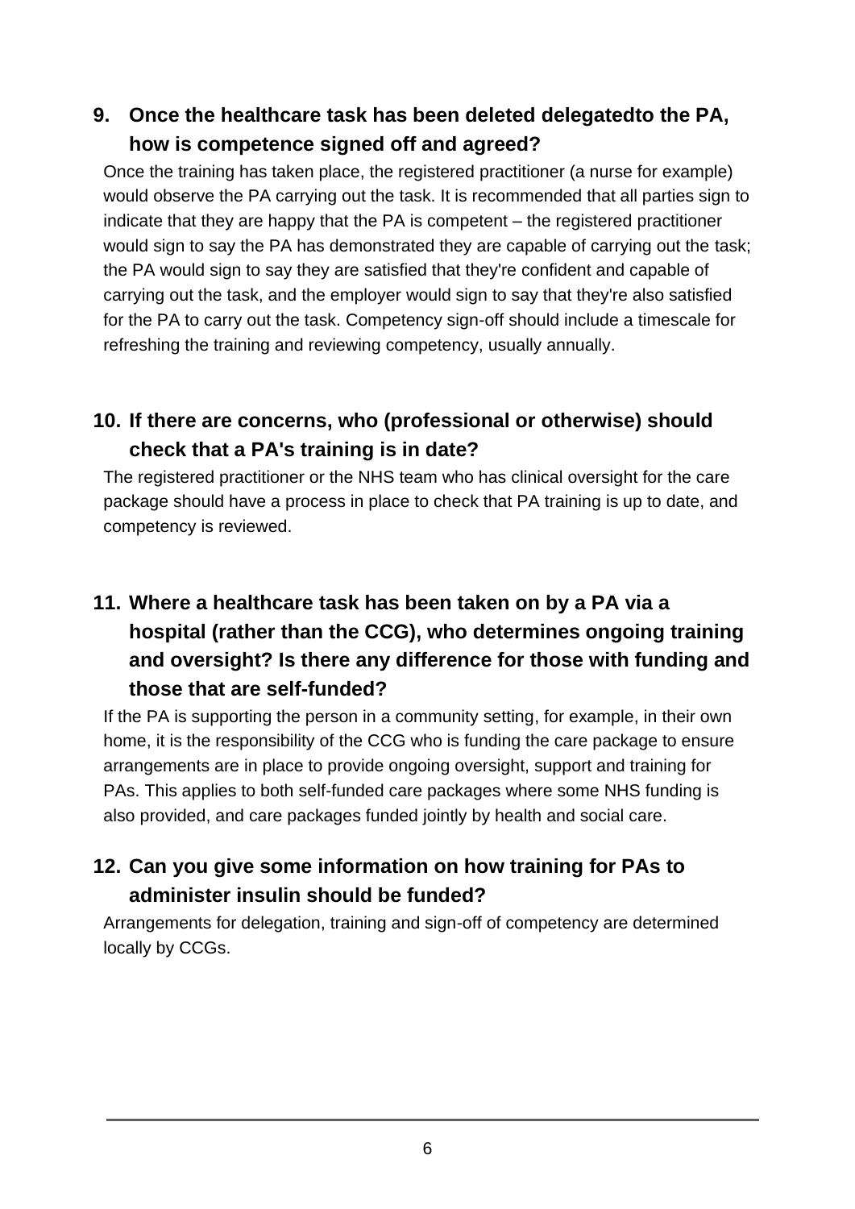## 9. Once the healthcare task has been deleted delegatedto the PA, how is competence signed off and agreed?

Once the training has taken place, the registered practitioner (a nurse for example) would observe the PA carrying out the task. It is recommended that all parties sign to indicate that they are happy that the PA is competent – the registered practitioner would sign to say the PA has demonstrated they are capable of carrying out the task; the PA would sign to say they are satisfied that they're confident and capable of carrying out the task, and the employer would sign to say that they're also satisfied for the PA to carry out the task. Competency sign-off should include a timescale for refreshing the training and reviewing competency, usually annually.

## 10. If there are concerns, who (professional or otherwise) should check that a PA's training is in date?

The registered practitioner or the NHS team who has clinical oversight for the care package should have a process in place to check that PA training is up to date, and competency is reviewed.

## 11. Where a healthcare task has been taken on by a PA via a hospital (rather than the CCG), who determines ongoing training and oversight? Is there any difference for those with funding and those that are self-funded?

If the PA is supporting the person in a community setting, for example, in their own home, it is the responsibility of the CCG who is funding the care package to ensure arrangements are in place to provide ongoing oversight, support and training for PAs. This applies to both self-funded care packages where some NHS funding is also provided, and care packages funded jointly by health and social care.

## 12. Can you give some information on how training for PAs to administer insulin should be funded?

Arrangements for delegation, training and sign-off of competency are determined locally by CCGs.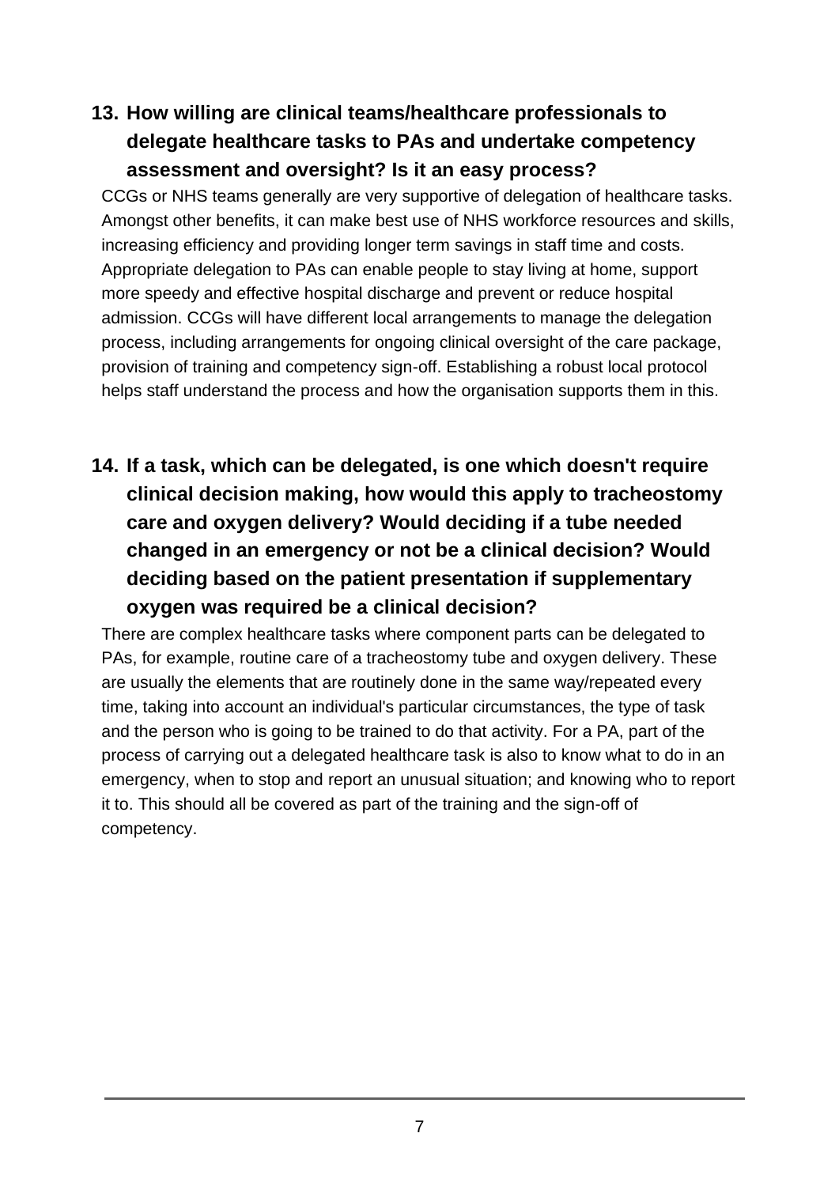### 13. How willing are clinical teams/healthcare professionals to delegate healthcare tasks to PAs and undertake competency assessment and oversight? Is it an easy process?

CCGs or NHS teams generally are very supportive of delegation of healthcare tasks. Amongst other benefits, it can make best use of NHS workforce resources and skills, increasing efficiency and providing longer term savings in staff time and costs. Appropriate delegation to PAs can enable people to stay living at home, support more speedy and effective hospital discharge and prevent or reduce hospital admission. CCGs will have different local arrangements to manage the delegation process, including arrangements for ongoing clinical oversight of the care package, provision of training and competency sign-off. Establishing a robust local protocol helps staff understand the process and how the organisation supports them in this.

### 14. If a task, which can be delegated, is one which doesn't require clinical decision making, how would this apply to tracheostomy care and oxygen delivery? Would deciding if a tube needed changed in an emergency or not be a clinical decision? Would deciding based on the patient presentation if supplementary oxygen was required be a clinical decision?

There are complex healthcare tasks where component parts can be delegated to PAs, for example, routine care of a tracheostomy tube and oxygen delivery. These are usually the elements that are routinely done in the same way/repeated every time, taking into account an individual's particular circumstances, the type of task and the person who is going to be trained to do that activity. For a PA, part of the process of carrying out a delegated healthcare task is also to know what to do in an emergency, when to stop and report an unusual situation; and knowing who to report it to. This should all be covered as part of the training and the sign-off of competency.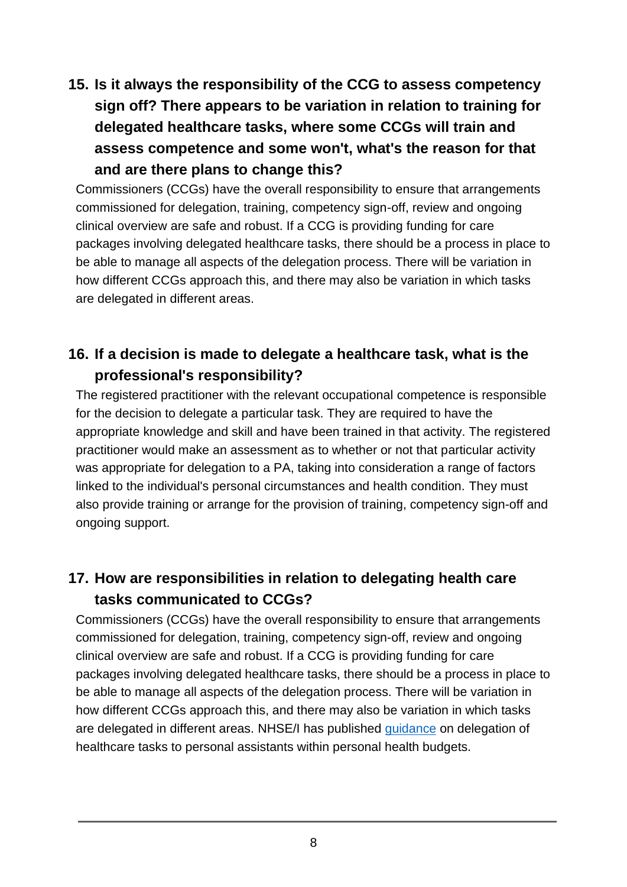### 15. Is it always the responsibility of the CCG to assess competency sign off? There appears to be variation in relation to training for delegated healthcare tasks, where some CCGs will train and assess competence and some won't, what's the reason for that and are there plans to change this?

Commissioners (CCGs) have the overall responsibility to ensure that arrangements commissioned for delegation, training, competency sign-off, review and ongoing clinical overview are safe and robust. If a CCG is providing funding for care packages involving delegated healthcare tasks, there should be a process in place to be able to manage all aspects of the delegation process. There will be variation in how different CCGs approach this, and there may also be variation in which tasks are delegated in different areas.

### 16. If a decision is made to delegate a healthcare task, what is the professional's responsibility?

The registered practitioner with the relevant occupational competence is responsible for the decision to delegate a particular task. They are required to have the appropriate knowledge and skill and have been trained in that activity. The registered practitioner would make an assessment as to whether or not that particular activity was appropriate for delegation to a PA, taking into consideration a range of factors linked to the individual's personal circumstances and health condition. They must also provide training or arrange for the provision of training, competency sign-off and ongoing support.

### 17. How are responsibilities in relation to delegating health care tasks communicated to CCGs?

Commissioners (CCGs) have the overall responsibility to ensure that arrangements commissioned for delegation, training, competency sign-off, review and ongoing clinical overview are safe and robust. If a CCG is providing funding for care packages involving delegated healthcare tasks, there should be a process in place to be able to manage all aspects of the delegation process. There will be variation in how different CCGs approach this, and there may also be variation in which tasks are delegated in different areas. NHSE/I has published guidance on delegation of healthcare tasks to personal assistants within personal health budgets.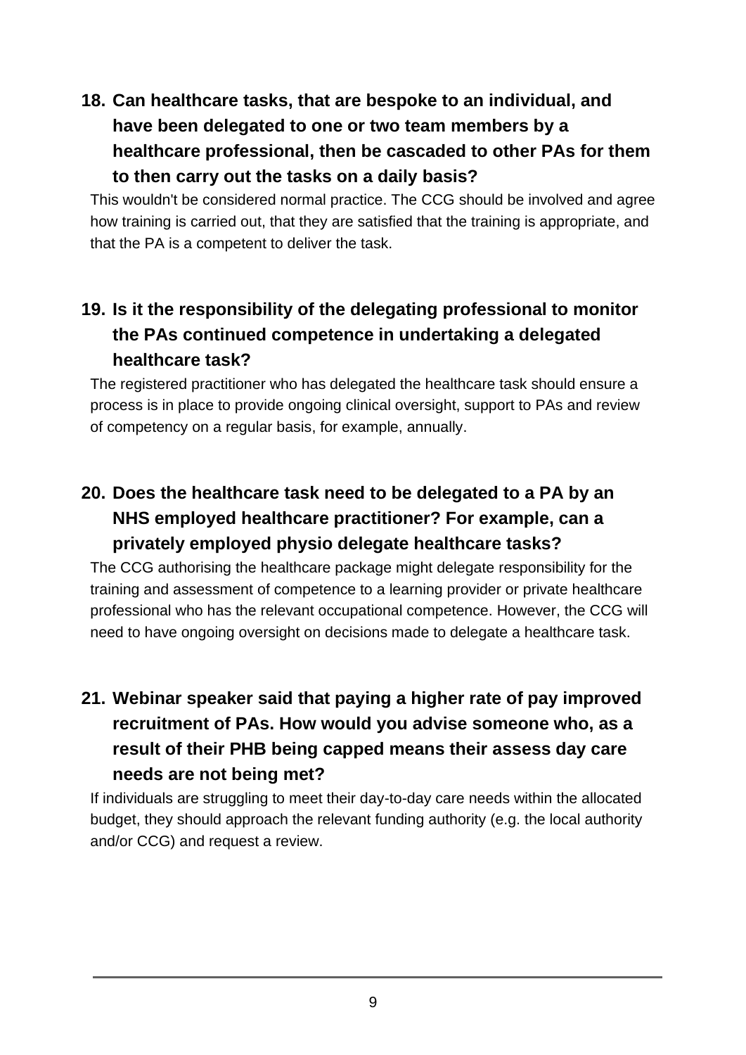## 18. Can healthcare tasks, that are bespoke to an individual, and have been delegated to one or two team members by a healthcare professional, then be cascaded to other PAs for them to then carry out the tasks on a daily basis?

This wouldn't be considered normal practice. The CCG should be involved and agree how training is carried out, that they are satisfied that the training is appropriate, and that the PA is a competent to deliver the task.

## 19. Is it the responsibility of the delegating professional to monitor the PAs continued competence in undertaking a delegated healthcare task?

The registered practitioner who has delegated the healthcare task should ensure a process is in place to provide ongoing clinical oversight, support to PAs and review of competency on a regular basis, for example, annually.

## 20. Does the healthcare task need to be delegated to a PA by an NHS employed healthcare practitioner? For example, can a privately employed physio delegate healthcare tasks?

The CCG authorising the healthcare package might delegate responsibility for the training and assessment of competence to a learning provider or private healthcare professional who has the relevant occupational competence. However, the CCG will need to have ongoing oversight on decisions made to delegate a healthcare task.

## 21. Webinar speaker said that paying a higher rate of pay improved recruitment of PAs. How would you advise someone who, as a result of their PHB being capped means their assess day care needs are not being met?

If individuals are struggling to meet their day-to-day care needs within the allocated budget, they should approach the relevant funding authority (e.g. the local authority and/or CCG) and request a review.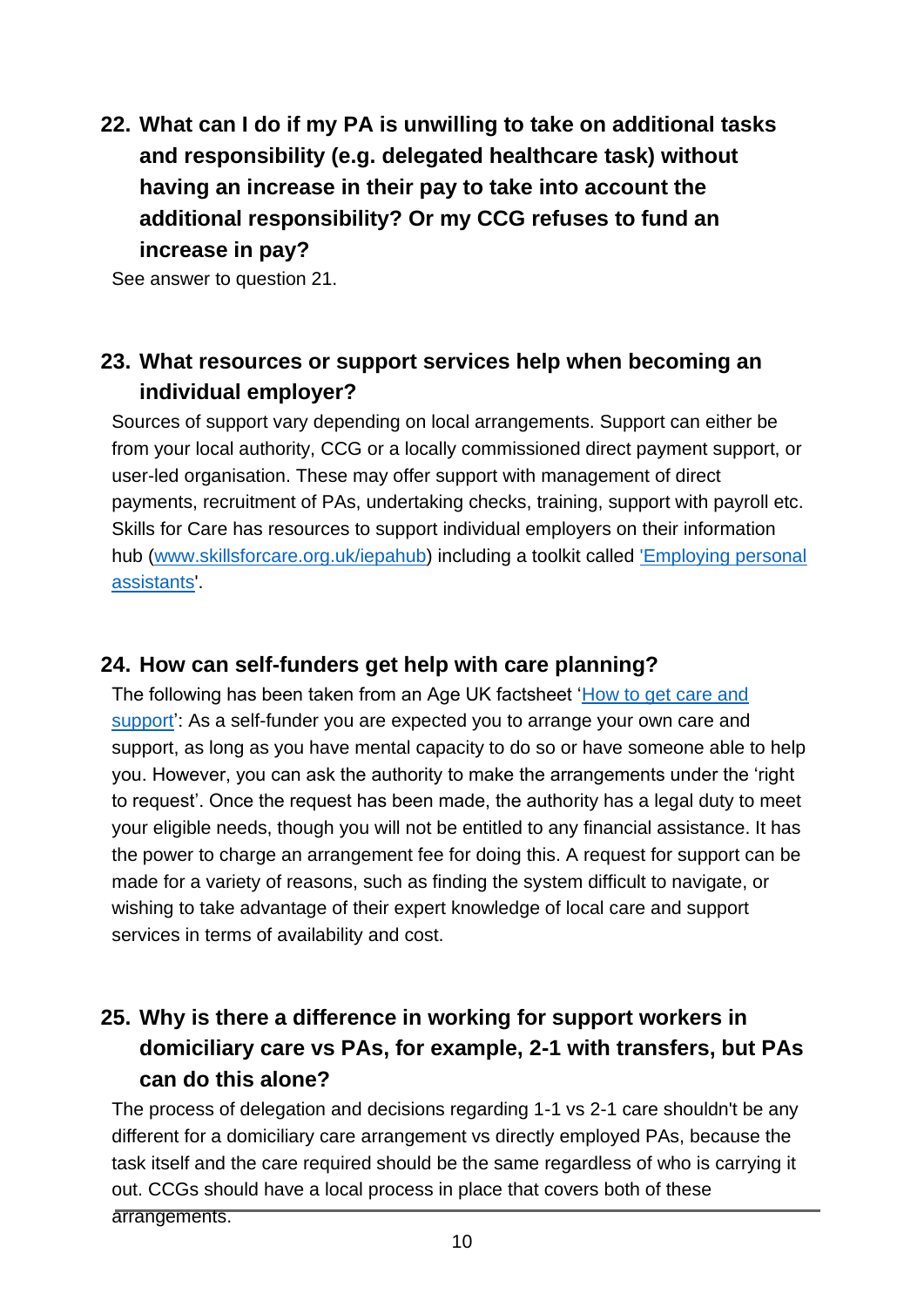## 22. What can I do if my PA is unwilling to take on additional tasks and responsibility (e.g. delegated healthcare task) without having an increase in their pay to take into account the additional responsibility? Or my CCG refuses to fund an increase in pay?

See answer to question 21.

## 23. What resources or support services help when becoming an individual employer?

Sources of support vary depending on local arrangements. Support can either be from your local authority, CCG or a locally commissioned direct payment support, or user-led organisation. These may offer support with management of direct payments, recruitment of PAs, undertaking checks, training, support with payroll etc. Skills for Care has resources to support individual employers on their information hub ([www.skillsforcare.org.uk/iepahub](www.skillsforcare.org.uk/iepahub)) including a toolkit called '[Employing personal assistants]()'.

## 24. How can self-funders get help with care planning?

The following has been taken from an Age UK factsheet '[How to get care and support]()': As a self-funder you are expected you to arrange your own care and support, as long as you have mental capacity to do so or have someone able to help you. However, you can ask the authority to make the arrangements under the 'right to request'. Once the request has been made, the authority has a legal duty to meet your eligible needs, though you will not be entitled to any financial assistance. It has the power to charge an arrangement fee for doing this. A request for support can be made for a variety of reasons, such as finding the system difficult to navigate, or wishing to take advantage of their expert knowledge of local care and support services in terms of availability and cost.

## 25. Why is there a difference in working for support workers in domiciliary care vs PAs, for example, 2-1 with transfers, but PAs can do this alone?

The process of delegation and decisions regarding 1-1 vs 2-1 care shouldn't be any different for a domiciliary care arrangement vs directly employed PAs, because the task itself and the care required should be the same regardless of who is carrying it out. CCGs should have a local process in place that covers both of these arrangements.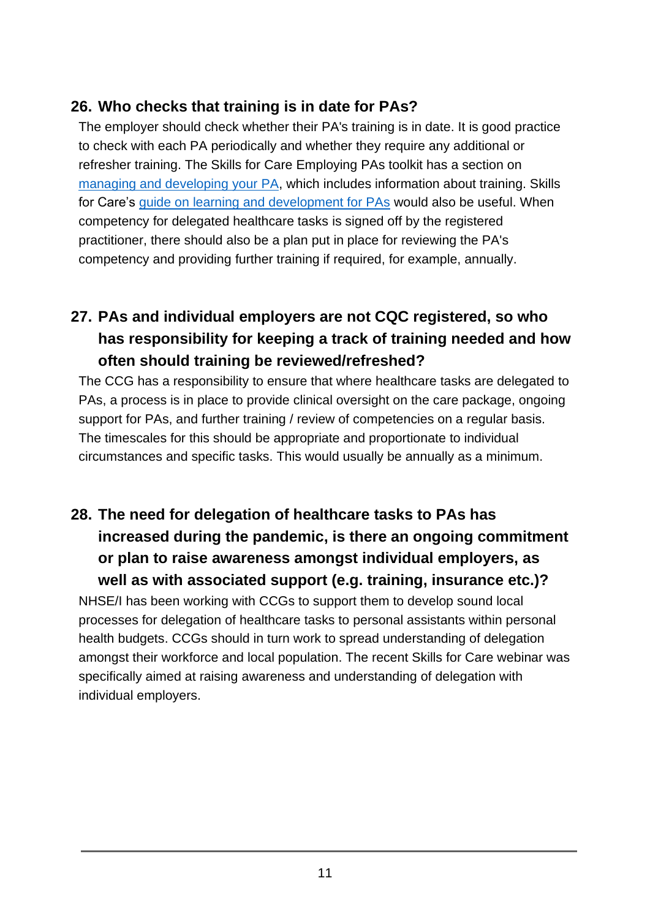## 26. Who checks that training is in date for PAs?

The employer should check whether their PA's training is in date. It is good practice to check with each PA periodically and whether they require any additional or refresher training. The Skills for Care Employing PAs toolkit has a section on managing and developing your PA, which includes information about training. Skills for Care's guide on learning and development for PAs would also be useful. When competency for delegated healthcare tasks is signed off by the registered practitioner, there should also be a plan put in place for reviewing the PA's competency and providing further training if required, for example, annually.

## 27. PAs and individual employers are not CQC registered, so who has responsibility for keeping a track of training needed and how often should training be reviewed/refreshed?

The CCG has a responsibility to ensure that where healthcare tasks are delegated to PAs, a process is in place to provide clinical oversight on the care package, ongoing support for PAs, and further training / review of competencies on a regular basis. The timescales for this should be appropriate and proportionate to individual circumstances and specific tasks. This would usually be annually as a minimum.

## 28. The need for delegation of healthcare tasks to PAs has increased during the pandemic, is there an ongoing commitment or plan to raise awareness amongst individual employers, as well as with associated support (e.g. training, insurance etc.)?

NHSE/I has been working with CCGs to support them to develop sound local processes for delegation of healthcare tasks to personal assistants within personal health budgets. CCGs should in turn work to spread understanding of delegation amongst their workforce and local population. The recent Skills for Care webinar was specifically aimed at raising awareness and understanding of delegation with individual employers.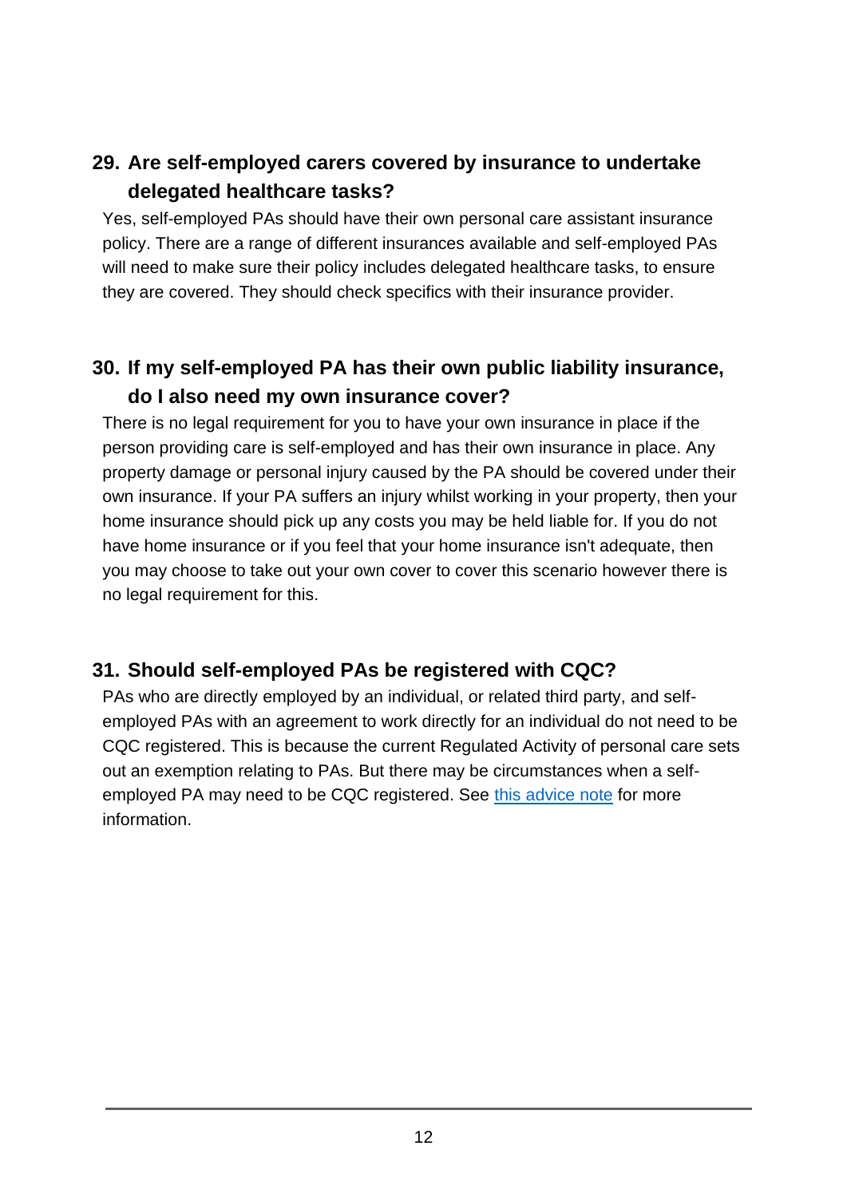## 29. Are self-employed carers covered by insurance to undertake delegated healthcare tasks?

Yes, self-employed PAs should have their own personal care assistant insurance policy. There are a range of different insurances available and self-employed PAs will need to make sure their policy includes delegated healthcare tasks, to ensure they are covered. They should check specifics with their insurance provider.

## 30. If my self-employed PA has their own public liability insurance, do I also need my own insurance cover?

There is no legal requirement for you to have your own insurance in place if the person providing care is self-employed and has their own insurance in place. Any property damage or personal injury caused by the PA should be covered under their own insurance. If your PA suffers an injury whilst working in your property, then your home insurance should pick up any costs you may be held liable for. If you do not have home insurance or if you feel that your home insurance isn't adequate, then you may choose to take out your own cover to cover this scenario however there is no legal requirement for this.

## 31. Should self-employed PAs be registered with CQC?

PAs who are directly employed by an individual, or related third party, and self-employed PAs with an agreement to work directly for an individual do not need to be CQC registered. This is because the current Regulated Activity of personal care sets out an exemption relating to PAs. But there may be circumstances when a self-employed PA may need to be CQC registered. See this advice note for more information.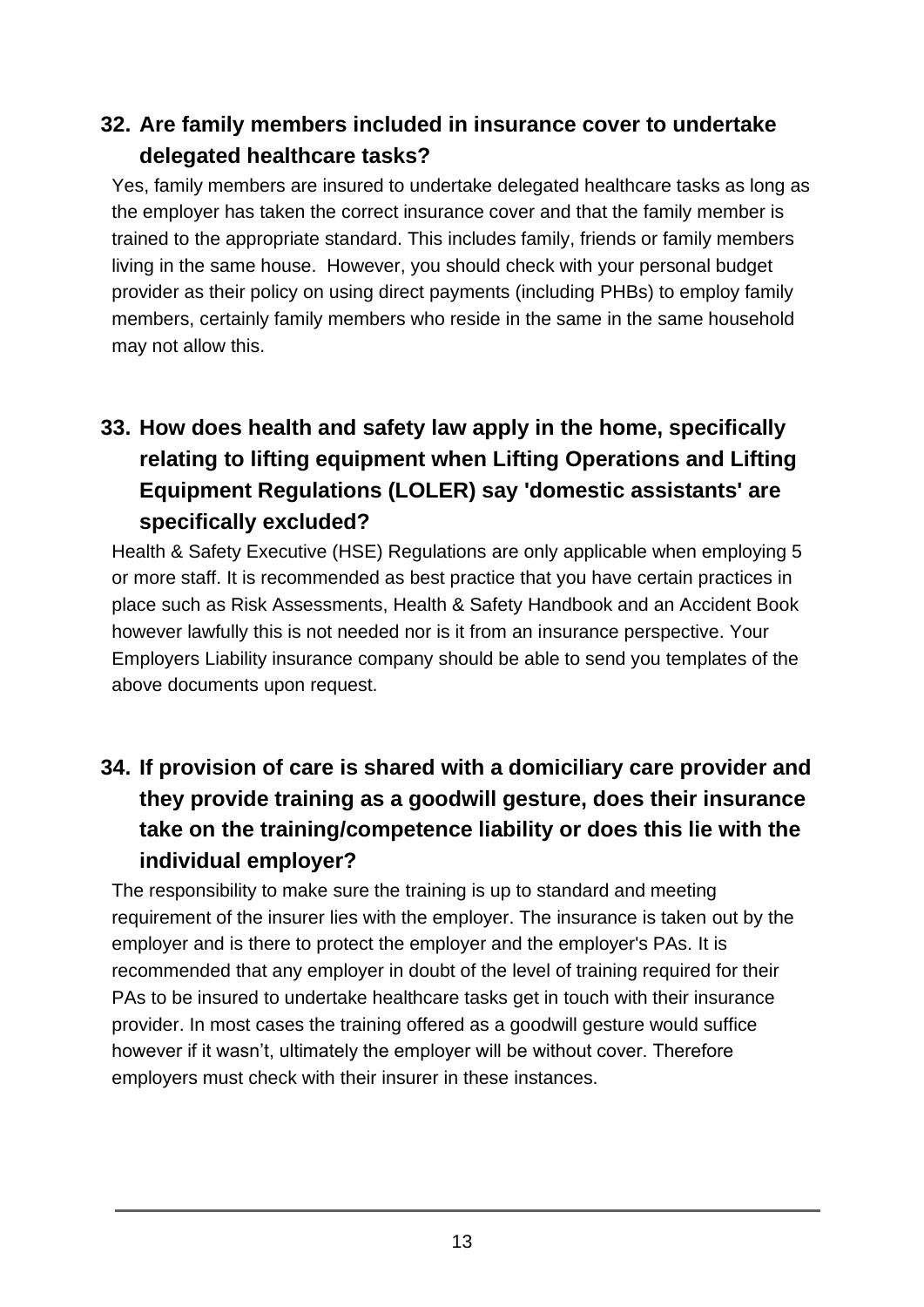## 32. Are family members included in insurance cover to undertake delegated healthcare tasks?

Yes, family members are insured to undertake delegated healthcare tasks as long as the employer has taken the correct insurance cover and that the family member is trained to the appropriate standard. This includes family, friends or family members living in the same house. However, you should check with your personal budget provider as their policy on using direct payments (including PHBs) to employ family members, certainly family members who reside in the same in the same household may not allow this.

## 33. How does health and safety law apply in the home, specifically relating to lifting equipment when Lifting Operations and Lifting Equipment Regulations (LOLER) say 'domestic assistants' are specifically excluded?

Health & Safety Executive (HSE) Regulations are only applicable when employing 5 or more staff. It is recommended as best practice that you have certain practices in place such as Risk Assessments, Health & Safety Handbook and an Accident Book however lawfully this is not needed nor is it from an insurance perspective. Your Employers Liability insurance company should be able to send you templates of the above documents upon request.

## 34. If provision of care is shared with a domiciliary care provider and they provide training as a goodwill gesture, does their insurance take on the training/competence liability or does this lie with the individual employer?

The responsibility to make sure the training is up to standard and meeting requirement of the insurer lies with the employer. The insurance is taken out by the employer and is there to protect the employer and the employer's PAs. It is recommended that any employer in doubt of the level of training required for their PAs to be insured to undertake healthcare tasks get in touch with their insurance provider. In most cases the training offered as a goodwill gesture would suffice however if it wasn't, ultimately the employer will be without cover. Therefore employers must check with their insurer in these instances.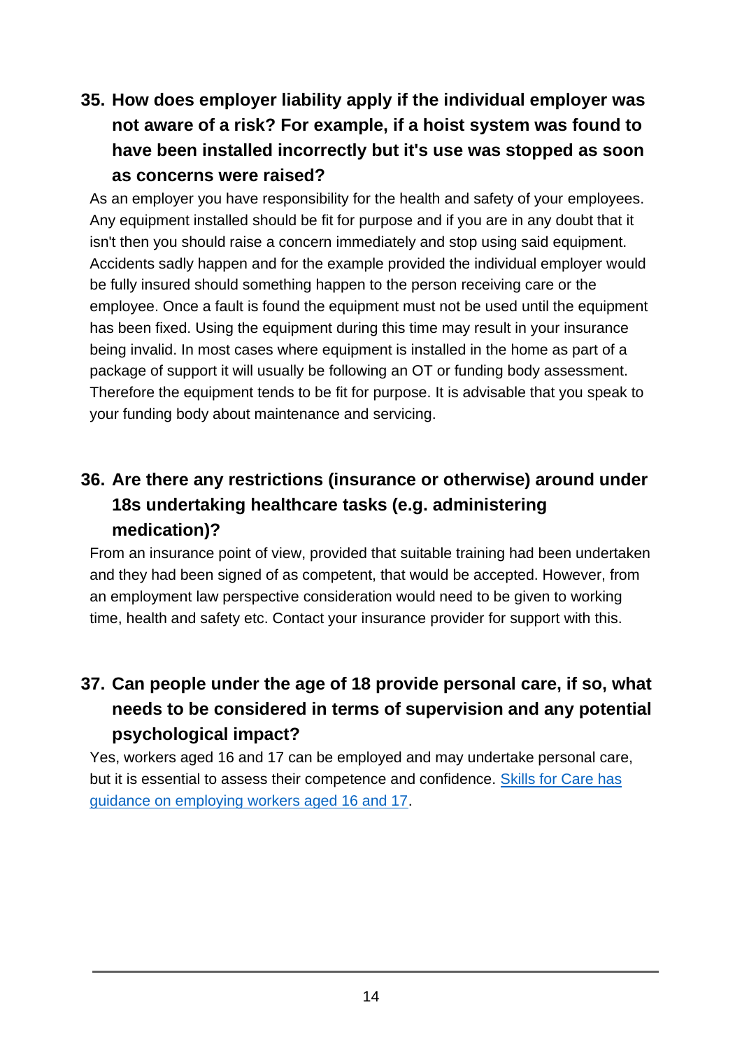### 35. How does employer liability apply if the individual employer was not aware of a risk? For example, if a hoist system was found to have been installed incorrectly but it's use was stopped as soon as concerns were raised?

As an employer you have responsibility for the health and safety of your employees. Any equipment installed should be fit for purpose and if you are in any doubt that it isn't then you should raise a concern immediately and stop using said equipment. Accidents sadly happen and for the example provided the individual employer would be fully insured should something happen to the person receiving care or the employee. Once a fault is found the equipment must not be used until the equipment has been fixed. Using the equipment during this time may result in your insurance being invalid. In most cases where equipment is installed in the home as part of a package of support it will usually be following an OT or funding body assessment. Therefore the equipment tends to be fit for purpose. It is advisable that you speak to your funding body about maintenance and servicing.

### 36. Are there any restrictions (insurance or otherwise) around under 18s undertaking healthcare tasks (e.g. administering medication)?

From an insurance point of view, provided that suitable training had been undertaken and they had been signed of as competent, that would be accepted. However, from an employment law perspective consideration would need to be given to working time, health and safety etc. Contact your insurance provider for support with this.

### 37. Can people under the age of 18 provide personal care, if so, what needs to be considered in terms of supervision and any potential psychological impact?

Yes, workers aged 16 and 17 can be employed and may undertake personal care, but it is essential to assess their competence and confidence. [Skills for Care has guidance on employing workers aged 16 and 17].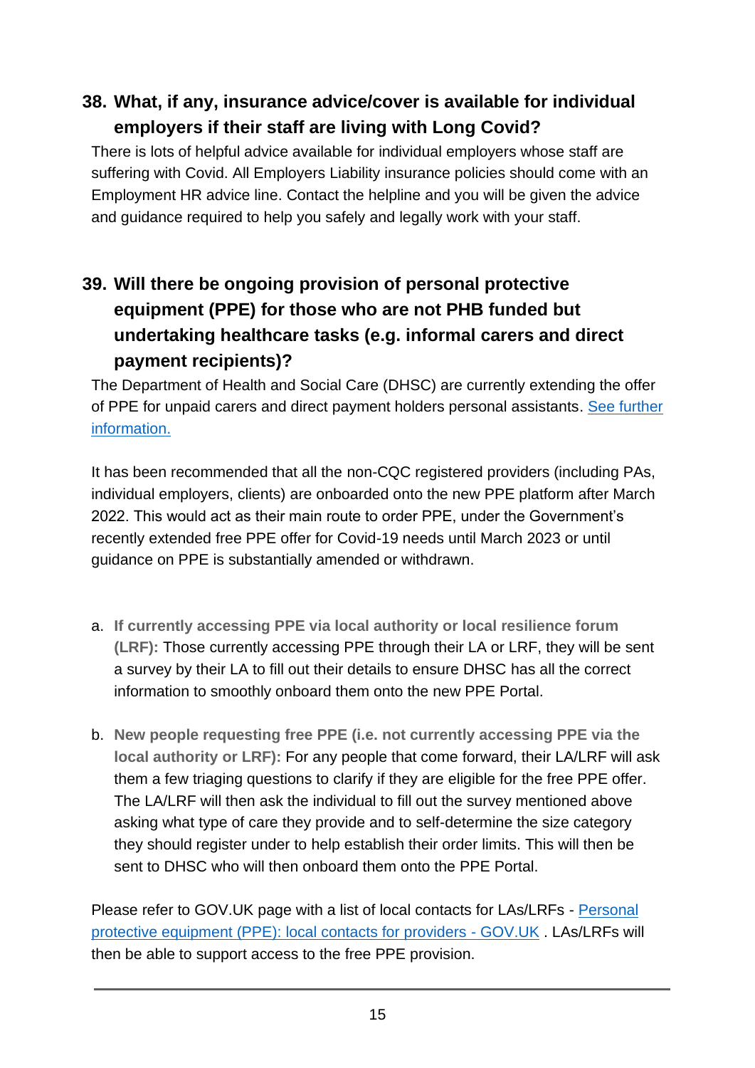## 38. What, if any, insurance advice/cover is available for individual employers if their staff are living with Long Covid?

There is lots of helpful advice available for individual employers whose staff are suffering with Covid. All Employers Liability insurance policies should come with an Employment HR advice line. Contact the helpline and you will be given the advice and guidance required to help you safely and legally work with your staff.

## 39. Will there be ongoing provision of personal protective equipment (PPE) for those who are not PHB funded but undertaking healthcare tasks (e.g. informal carers and direct payment recipients)?

The Department of Health and Social Care (DHSC) are currently extending the offer of PPE for unpaid carers and direct payment holders personal assistants. [See further information.]()

It has been recommended that all the non-CQC registered providers (including PAs, individual employers, clients) are onboarded onto the new PPE platform after March 2022. This would act as their main route to order PPE, under the Government's recently extended free PPE offer for Covid-19 needs until March 2023 or until guidance on PPE is substantially amended or withdrawn.

a. **If currently accessing PPE via local authority or local resilience forum (LRF):** Those currently accessing PPE through their LA or LRF, they will be sent a survey by their LA to fill out their details to ensure DHSC has all the correct information to smoothly onboard them onto the new PPE Portal.

b. **New people requesting free PPE (i.e. not currently accessing PPE via the local authority or LRF):** For any people that come forward, their LA/LRF will ask them a few triaging questions to clarify if they are eligible for the free PPE offer. The LA/LRF will then ask the individual to fill out the survey mentioned above asking what type of care they provide and to self-determine the size category they should register under to help establish their order limits. This will then be sent to DHSC who will then onboard them onto the PPE Portal.

Please refer to GOV.UK page with a list of local contacts for LAs/LRFs - [Personal protective equipment (PPE): local contacts for providers - GOV.UK]() . LAs/LRFs will then be able to support access to the free PPE provision.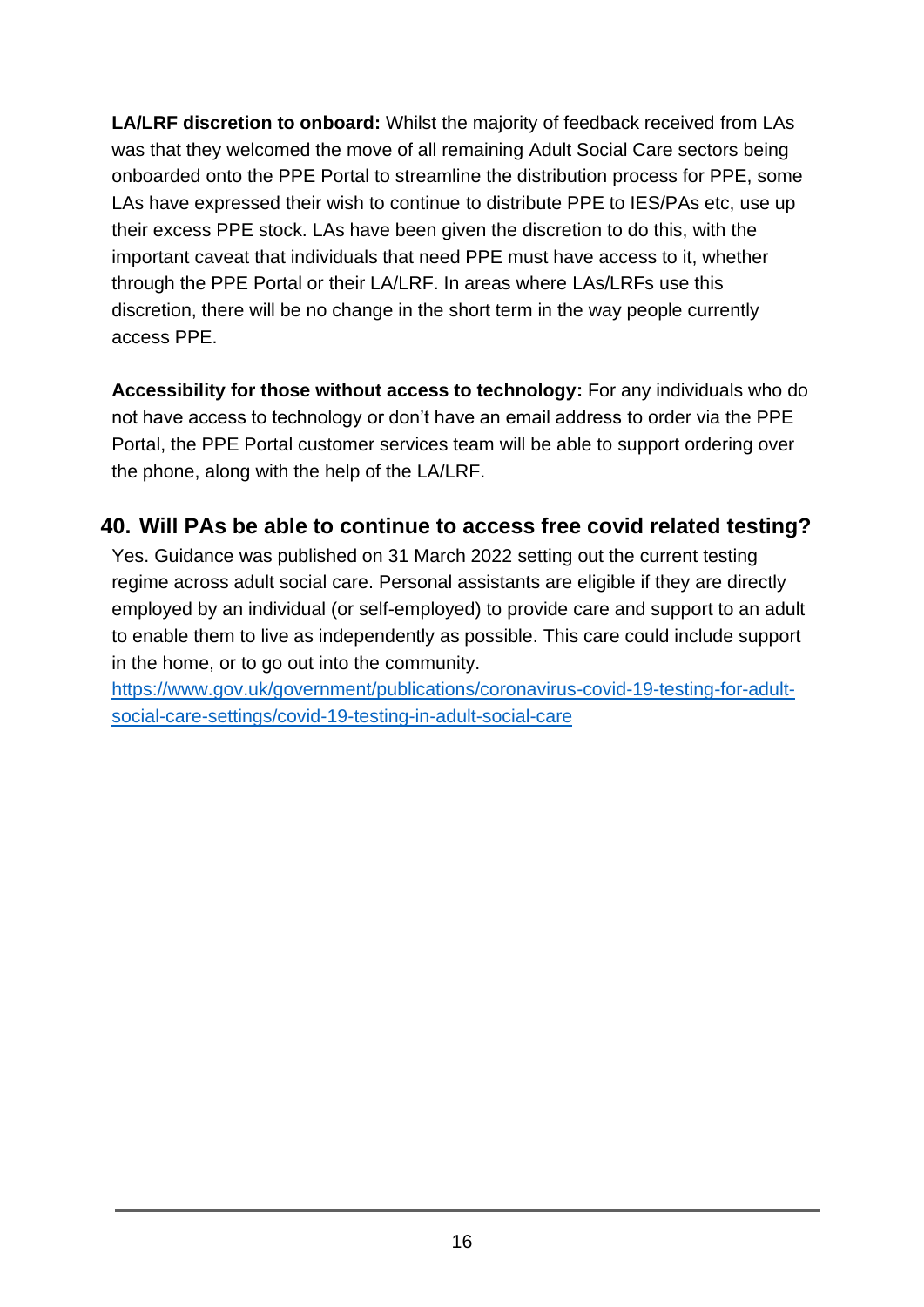**LA/LRF discretion to onboard:** Whilst the majority of feedback received from LAs was that they welcomed the move of all remaining Adult Social Care sectors being onboarded onto the PPE Portal to streamline the distribution process for PPE, some LAs have expressed their wish to continue to distribute PPE to IES/PAs etc, use up their excess PPE stock. LAs have been given the discretion to do this, with the important caveat that individuals that need PPE must have access to it, whether through the PPE Portal or their LA/LRF. In areas where LAs/LRFs use this discretion, there will be no change in the short term in the way people currently access PPE.

**Accessibility for those without access to technology:** For any individuals who do not have access to technology or don't have an email address to order via the PPE Portal, the PPE Portal customer services team will be able to support ordering over the phone, along with the help of the LA/LRF.

## 40. Will PAs be able to continue to access free covid related testing?

Yes. Guidance was published on 31 March 2022 setting out the current testing regime across adult social care. Personal assistants are eligible if they are directly employed by an individual (or self-employed) to provide care and support to an adult to enable them to live as independently as possible. This care could include support in the home, or to go out into the community.
[https://www.gov.uk/government/publications/coronavirus-covid-19-testing-for-adult-social-care-settings/covid-19-testing-in-adult-social-care](https://www.gov.uk/government/publications/coronavirus-covid-19-testing-for-adult-social-care-settings/covid-19-testing-in-adult-social-care)